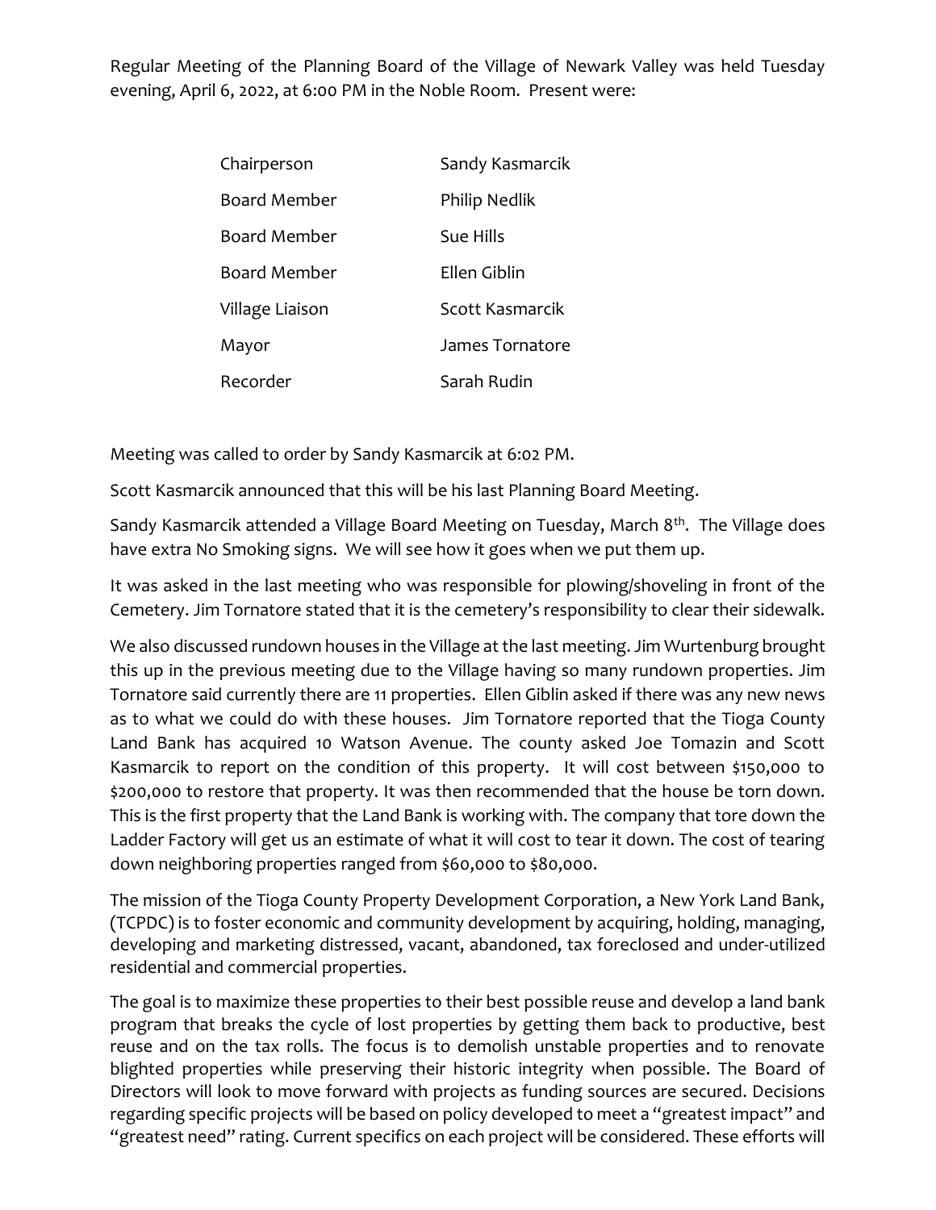Regular Meeting of the Planning Board of the Village of Newark Valley was held Tuesday evening, April 6, 2022, at 6:00 PM in the Noble Room. Present were:

| | |
|---|---|
| Chairperson | Sandy Kasmarcik |
| Board Member | Philip Nedlik |
| Board Member | Sue Hills |
| Board Member | Ellen Giblin |
| Village Liaison | Scott Kasmarcik |
| Mayor | James Tornatore |
| Recorder | Sarah Rudin |

Meeting was called to order by Sandy Kasmarcik at 6:02 PM.

Scott Kasmarcik announced that this will be his last Planning Board Meeting.

Sandy Kasmarcik attended a Village Board Meeting on Tuesday, March 8th. The Village does have extra No Smoking signs. We will see how it goes when we put them up.

It was asked in the last meeting who was responsible for plowing/shoveling in front of the Cemetery. Jim Tornatore stated that it is the cemetery's responsibility to clear their sidewalk.

We also discussed rundown houses in the Village at the last meeting. Jim Wurtenburg brought this up in the previous meeting due to the Village having so many rundown properties. Jim Tornatore said currently there are 11 properties. Ellen Giblin asked if there was any new news as to what we could do with these houses. Jim Tornatore reported that the Tioga County Land Bank has acquired 10 Watson Avenue. The county asked Joe Tomazin and Scott Kasmarcik to report on the condition of this property. It will cost between $150,000 to $200,000 to restore that property. It was then recommended that the house be torn down. This is the first property that the Land Bank is working with. The company that tore down the Ladder Factory will get us an estimate of what it will cost to tear it down. The cost of tearing down neighboring properties ranged from $60,000 to $80,000.

The mission of the Tioga County Property Development Corporation, a New York Land Bank, (TCPDC) is to foster economic and community development by acquiring, holding, managing, developing and marketing distressed, vacant, abandoned, tax foreclosed and under-utilized residential and commercial properties.

The goal is to maximize these properties to their best possible reuse and develop a land bank program that breaks the cycle of lost properties by getting them back to productive, best reuse and on the tax rolls. The focus is to demolish unstable properties and to renovate blighted properties while preserving their historic integrity when possible. The Board of Directors will look to move forward with projects as funding sources are secured. Decisions regarding specific projects will be based on policy developed to meet a "greatest impact" and "greatest need" rating. Current specifics on each project will be considered. These efforts will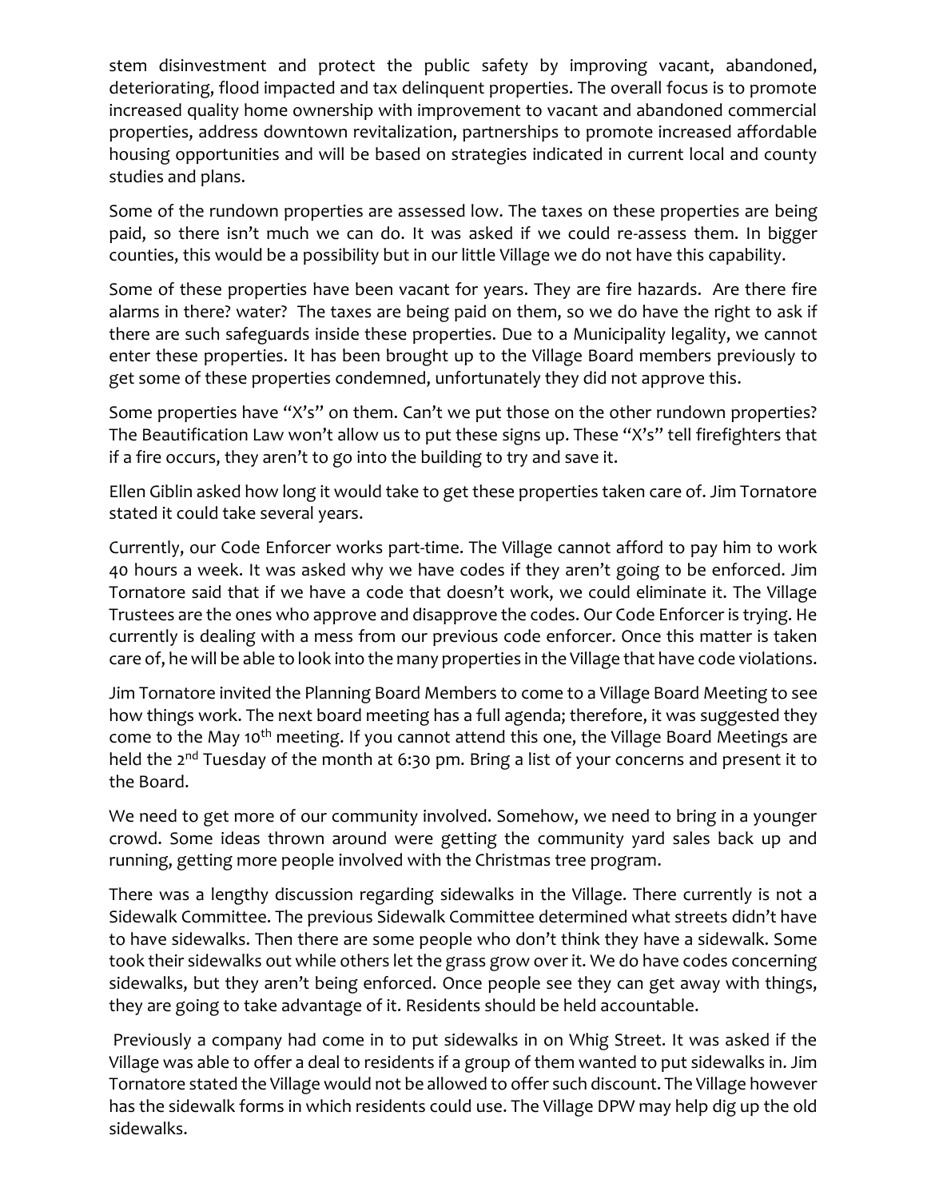stem disinvestment and protect the public safety by improving vacant, abandoned, deteriorating, flood impacted and tax delinquent properties. The overall focus is to promote increased quality home ownership with improvement to vacant and abandoned commercial properties, address downtown revitalization, partnerships to promote increased affordable housing opportunities and will be based on strategies indicated in current local and county studies and plans.

Some of the rundown properties are assessed low. The taxes on these properties are being paid, so there isn't much we can do. It was asked if we could re-assess them. In bigger counties, this would be a possibility but in our little Village we do not have this capability.

Some of these properties have been vacant for years. They are fire hazards. Are there fire alarms in there? water? The taxes are being paid on them, so we do have the right to ask if there are such safeguards inside these properties. Due to a Municipality legality, we cannot enter these properties. It has been brought up to the Village Board members previously to get some of these properties condemned, unfortunately they did not approve this.

Some properties have "X's" on them. Can't we put those on the other rundown properties? The Beautification Law won't allow us to put these signs up. These "X's" tell firefighters that if a fire occurs, they aren't to go into the building to try and save it.

Ellen Giblin asked how long it would take to get these properties taken care of. Jim Tornatore stated it could take several years.

Currently, our Code Enforcer works part-time. The Village cannot afford to pay him to work 40 hours a week. It was asked why we have codes if they aren't going to be enforced. Jim Tornatore said that if we have a code that doesn't work, we could eliminate it. The Village Trustees are the ones who approve and disapprove the codes. Our Code Enforcer is trying. He currently is dealing with a mess from our previous code enforcer. Once this matter is taken care of, he will be able to look into the many properties in the Village that have code violations.

Jim Tornatore invited the Planning Board Members to come to a Village Board Meeting to see how things work. The next board meeting has a full agenda; therefore, it was suggested they come to the May 10th meeting. If you cannot attend this one, the Village Board Meetings are held the 2nd Tuesday of the month at 6:30 pm. Bring a list of your concerns and present it to the Board.

We need to get more of our community involved. Somehow, we need to bring in a younger crowd. Some ideas thrown around were getting the community yard sales back up and running, getting more people involved with the Christmas tree program.

There was a lengthy discussion regarding sidewalks in the Village. There currently is not a Sidewalk Committee. The previous Sidewalk Committee determined what streets didn't have to have sidewalks. Then there are some people who don't think they have a sidewalk. Some took their sidewalks out while others let the grass grow over it. We do have codes concerning sidewalks, but they aren't being enforced. Once people see they can get away with things, they are going to take advantage of it. Residents should be held accountable.

Previously a company had come in to put sidewalks in on Whig Street. It was asked if the Village was able to offer a deal to residents if a group of them wanted to put sidewalks in. Jim Tornatore stated the Village would not be allowed to offer such discount. The Village however has the sidewalk forms in which residents could use. The Village DPW may help dig up the old sidewalks.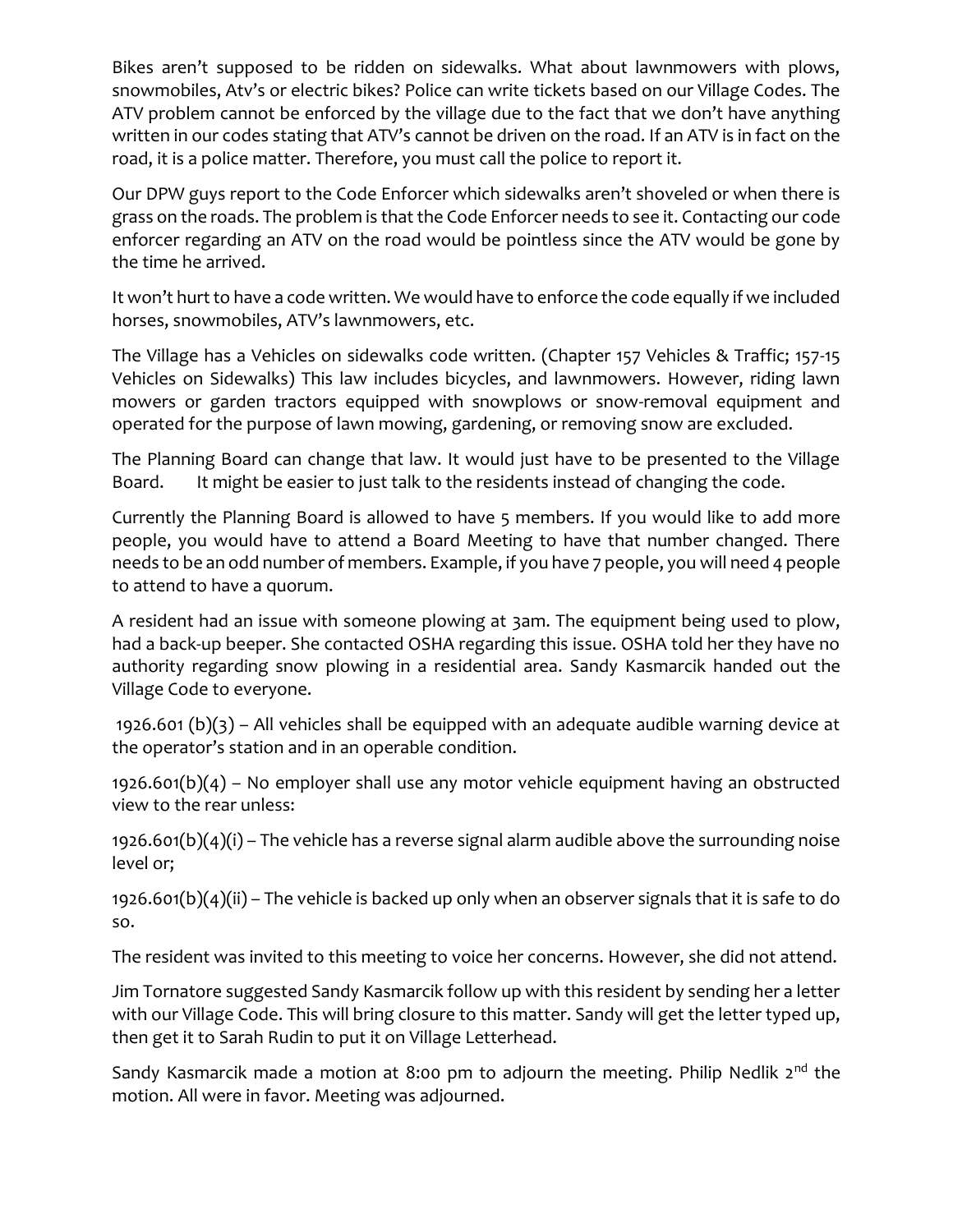Bikes aren't supposed to be ridden on sidewalks. What about lawnmowers with plows, snowmobiles, Atv's or electric bikes? Police can write tickets based on our Village Codes. The ATV problem cannot be enforced by the village due to the fact that we don't have anything written in our codes stating that ATV's cannot be driven on the road. If an ATV is in fact on the road, it is a police matter. Therefore, you must call the police to report it.

Our DPW guys report to the Code Enforcer which sidewalks aren't shoveled or when there is grass on the roads. The problem is that the Code Enforcer needs to see it. Contacting our code enforcer regarding an ATV on the road would be pointless since the ATV would be gone by the time he arrived.

It won't hurt to have a code written. We would have to enforce the code equally if we included horses, snowmobiles, ATV's lawnmowers, etc.

The Village has a Vehicles on sidewalks code written. (Chapter 157 Vehicles & Traffic; 157-15 Vehicles on Sidewalks) This law includes bicycles, and lawnmowers. However, riding lawn mowers or garden tractors equipped with snowplows or snow-removal equipment and operated for the purpose of lawn mowing, gardening, or removing snow are excluded.

The Planning Board can change that law. It would just have to be presented to the Village Board. It might be easier to just talk to the residents instead of changing the code.

Currently the Planning Board is allowed to have 5 members. If you would like to add more people, you would have to attend a Board Meeting to have that number changed. There needs to be an odd number of members. Example, if you have 7 people, you will need 4 people to attend to have a quorum.

A resident had an issue with someone plowing at 3am. The equipment being used to plow, had a back-up beeper. She contacted OSHA regarding this issue. OSHA told her they have no authority regarding snow plowing in a residential area. Sandy Kasmarcik handed out the Village Code to everyone.

1926.601 (b)(3) – All vehicles shall be equipped with an adequate audible warning device at the operator's station and in an operable condition.

1926.601(b)(4) – No employer shall use any motor vehicle equipment having an obstructed view to the rear unless:

1926.601(b)(4)(i) – The vehicle has a reverse signal alarm audible above the surrounding noise level or;

1926.601(b)(4)(ii) – The vehicle is backed up only when an observer signals that it is safe to do so.

The resident was invited to this meeting to voice her concerns. However, she did not attend.

Jim Tornatore suggested Sandy Kasmarcik follow up with this resident by sending her a letter with our Village Code. This will bring closure to this matter. Sandy will get the letter typed up, then get it to Sarah Rudin to put it on Village Letterhead.

Sandy Kasmarcik made a motion at 8:00 pm to adjourn the meeting. Philip Nedlik 2nd the motion. All were in favor. Meeting was adjourned.